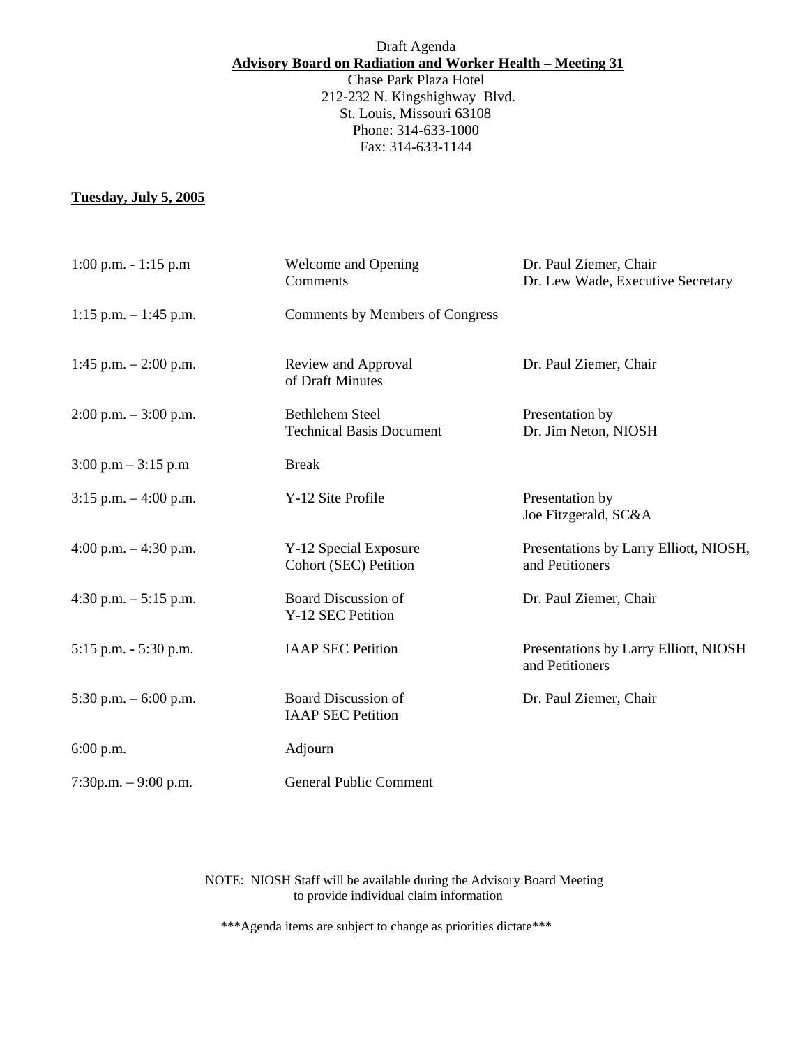Draft Agenda

**Advisory Board on Radiation and Worker Health – Meeting 31**

Chase Park Plaza Hotel
212-232 N. Kingshighway Blvd.
St. Louis, Missouri 63108
Phone: 314-633-1000
Fax: 314-633-1144

**Tuesday, July 5, 2005**

| | | |
|---|---|---|
| 1:00 p.m. - 1:15 p.m | Welcome and Opening Comments | Dr. Paul Ziemer, Chair<br>Dr. Lew Wade, Executive Secretary |
| 1:15 p.m. – 1:45 p.m. | Comments by Members of Congress | |
| 1:45 p.m. – 2:00 p.m. | Review and Approval of Draft Minutes | Dr. Paul Ziemer, Chair |
| 2:00 p.m. – 3:00 p.m. | Bethlehem Steel Technical Basis Document | Presentation by Dr. Jim Neton, NIOSH |
| 3:00 p.m – 3:15 p.m | Break | |
| 3:15 p.m. – 4:00 p.m. | Y-12 Site Profile | Presentation by Joe Fitzgerald, SC&A |
| 4:00 p.m. – 4:30 p.m. | Y-12 Special Exposure Cohort (SEC) Petition | Presentations by Larry Elliott, NIOSH, and Petitioners |
| 4:30 p.m. – 5:15 p.m. | Board Discussion of Y-12 SEC Petition | Dr. Paul Ziemer, Chair |
| 5:15 p.m. - 5:30 p.m. | IAAP SEC Petition | Presentations by Larry Elliott, NIOSH and Petitioners |
| 5:30 p.m. – 6:00 p.m. | Board Discussion of IAAP SEC Petition | Dr. Paul Ziemer, Chair |
| 6:00 p.m. | Adjourn | |
| 7:30p.m. – 9:00 p.m. | General Public Comment | |

NOTE: NIOSH Staff will be available during the Advisory Board Meeting to provide individual claim information

***Agenda items are subject to change as priorities dictate***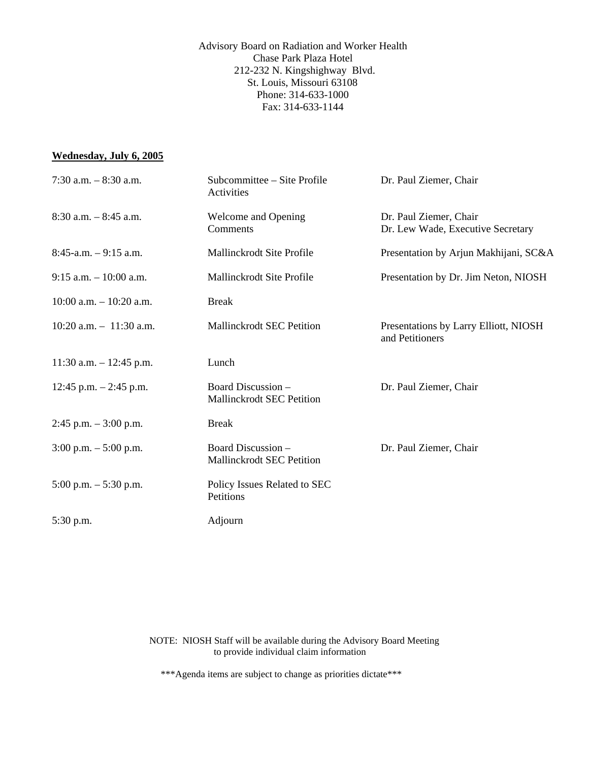Advisory Board on Radiation and Worker Health
Chase Park Plaza Hotel
212-232 N. Kingshighway Blvd.
St. Louis, Missouri 63108
Phone: 314-633-1000
Fax: 314-633-1144

**Wednesday, July 6, 2005**

| | | |
|---|---|---|
| 7:30 a.m. – 8:30 a.m. | Subcommittee – Site Profile Activities | Dr. Paul Ziemer, Chair |
| 8:30 a.m. – 8:45 a.m. | Welcome and Opening Comments | Dr. Paul Ziemer, Chair<br>Dr. Lew Wade, Executive Secretary |
| 8:45-a.m. – 9:15 a.m. | Mallinckrodt Site Profile | Presentation by Arjun Makhijani, SC&A |
| 9:15 a.m. – 10:00 a.m. | Mallinckrodt Site Profile | Presentation by Dr. Jim Neton, NIOSH |
| 10:00 a.m. – 10:20 a.m. | Break | |
| 10:20 a.m. – 11:30 a.m. | Mallinckrodt SEC Petition | Presentations by Larry Elliott, NIOSH and Petitioners |
| 11:30 a.m. – 12:45 p.m. | Lunch | |
| 12:45 p.m. – 2:45 p.m. | Board Discussion – Mallinckrodt SEC Petition | Dr. Paul Ziemer, Chair |
| 2:45 p.m. – 3:00 p.m. | Break | |
| 3:00 p.m. – 5:00 p.m. | Board Discussion – Mallinckrodt SEC Petition | Dr. Paul Ziemer, Chair |
| 5:00 p.m. – 5:30 p.m. | Policy Issues Related to SEC Petitions | |
| 5:30 p.m. | Adjourn | |

NOTE: NIOSH Staff will be available during the Advisory Board Meeting to provide individual claim information

***Agenda items are subject to change as priorities dictate***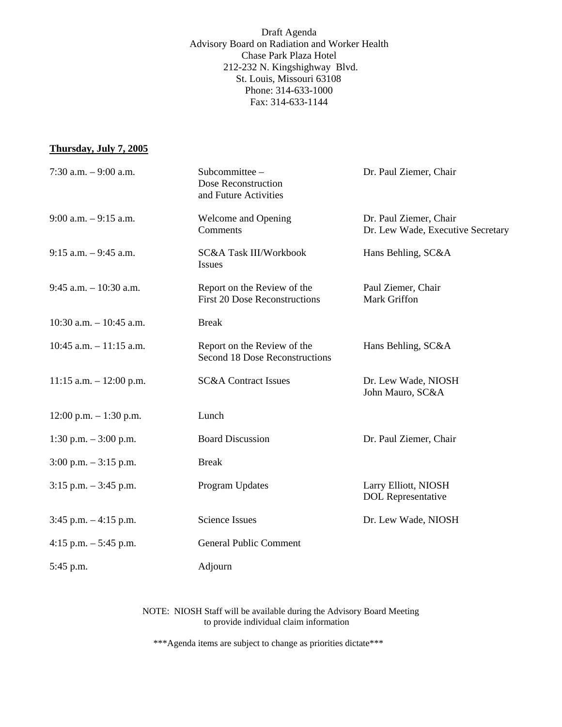Draft Agenda
Advisory Board on Radiation and Worker Health
Chase Park Plaza Hotel
212-232 N. Kingshighway Blvd.
St. Louis, Missouri 63108
Phone: 314-633-1000
Fax: 314-633-1144

**Thursday, July 7, 2005**

| | | |
|---|---|---|
| 7:30 a.m. – 9:00 a.m. | Subcommittee – Dose Reconstruction and Future Activities | Dr. Paul Ziemer, Chair |
| 9:00 a.m. – 9:15 a.m. | Welcome and Opening Comments | Dr. Paul Ziemer, Chair<br>Dr. Lew Wade, Executive Secretary |
| 9:15 a.m. – 9:45 a.m. | SC&A Task III/Workbook Issues | Hans Behling, SC&A |
| 9:45 a.m. – 10:30 a.m. | Report on the Review of the First 20 Dose Reconstructions | Paul Ziemer, Chair<br>Mark Griffon |
| 10:30 a.m. – 10:45 a.m. | Break | |
| 10:45 a.m. – 11:15 a.m. | Report on the Review of the Second 18 Dose Reconstructions | Hans Behling, SC&A |
| 11:15 a.m. – 12:00 p.m. | SC&A Contract Issues | Dr. Lew Wade, NIOSH<br>John Mauro, SC&A |
| 12:00 p.m. – 1:30 p.m. | Lunch | |
| 1:30 p.m. – 3:00 p.m. | Board Discussion | Dr. Paul Ziemer, Chair |
| 3:00 p.m. – 3:15 p.m. | Break | |
| 3:15 p.m. – 3:45 p.m. | Program Updates | Larry Elliott, NIOSH<br>DOL Representative |
| 3:45 p.m. – 4:15 p.m. | Science Issues | Dr. Lew Wade, NIOSH |
| 4:15 p.m. – 5:45 p.m. | General Public Comment | |
| 5:45 p.m. | Adjourn | |

NOTE: NIOSH Staff will be available during the Advisory Board Meeting to provide individual claim information

***Agenda items are subject to change as priorities dictate***